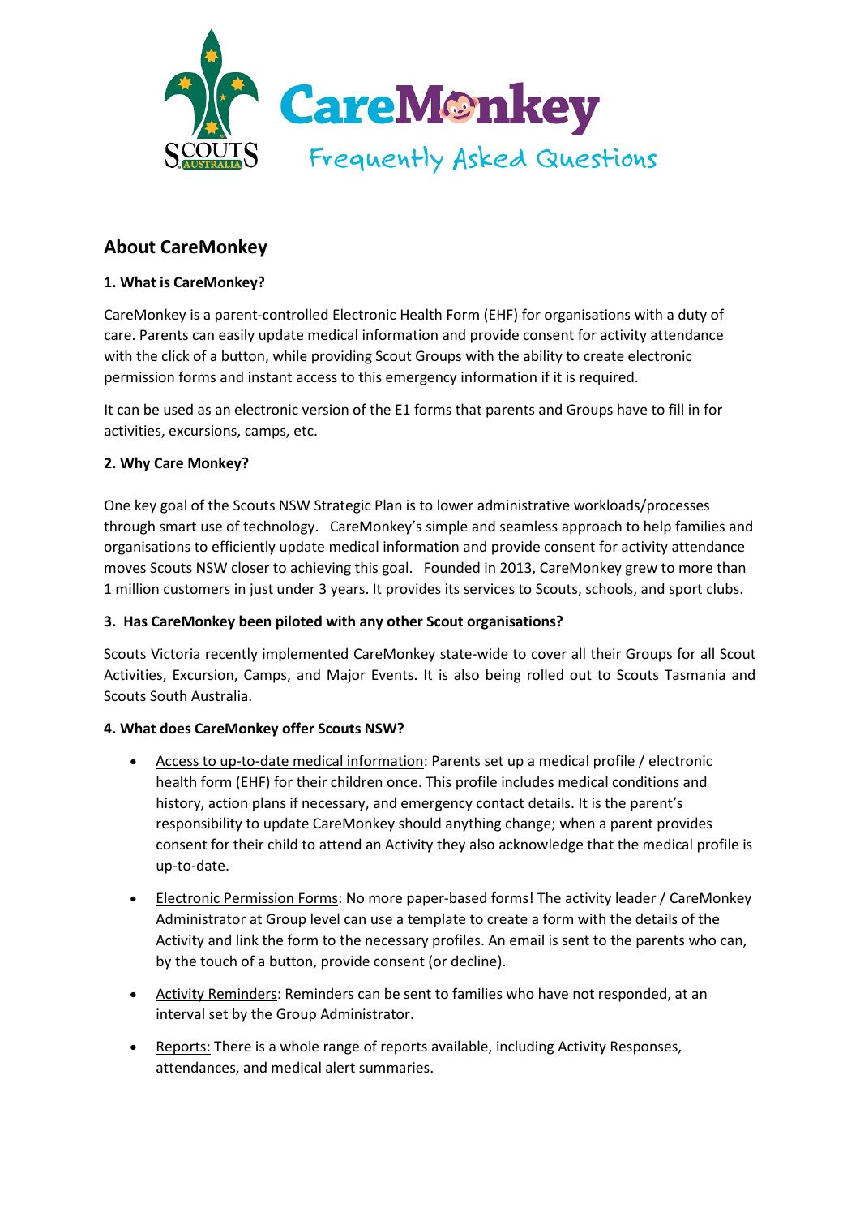# CareMonkey Frequently Asked Questions

## About CareMonkey

**1. What is CareMonkey?**

CareMonkey is a parent-controlled Electronic Health Form (EHF) for organisations with a duty of care. Parents can easily update medical information and provide consent for activity attendance with the click of a button, while providing Scout Groups with the ability to create electronic permission forms and instant access to this emergency information if it is required.

It can be used as an electronic version of the E1 forms that parents and Groups have to fill in for activities, excursions, camps, etc.

**2. Why Care Monkey?**

One key goal of the Scouts NSW Strategic Plan is to lower administrative workloads/processes through smart use of technology. CareMonkey's simple and seamless approach to help families and organisations to efficiently update medical information and provide consent for activity attendance moves Scouts NSW closer to achieving this goal. Founded in 2013, CareMonkey grew to more than 1 million customers in just under 3 years. It provides its services to Scouts, schools, and sport clubs.

**3. Has CareMonkey been piloted with any other Scout organisations?**

Scouts Victoria recently implemented CareMonkey state-wide to cover all their Groups for all Scout Activities, Excursion, Camps, and Major Events. It is also being rolled out to Scouts Tasmania and Scouts South Australia.

**4. What does CareMonkey offer Scouts NSW?**

- Access to up-to-date medical information: Parents set up a medical profile / electronic health form (EHF) for their children once. This profile includes medical conditions and history, action plans if necessary, and emergency contact details. It is the parent's responsibility to update CareMonkey should anything change; when a parent provides consent for their child to attend an Activity they also acknowledge that the medical profile is up-to-date.
- Electronic Permission Forms: No more paper-based forms! The activity leader / CareMonkey Administrator at Group level can use a template to create a form with the details of the Activity and link the form to the necessary profiles. An email is sent to the parents who can, by the touch of a button, provide consent (or decline).
- Activity Reminders: Reminders can be sent to families who have not responded, at an interval set by the Group Administrator.
- Reports: There is a whole range of reports available, including Activity Responses, attendances, and medical alert summaries.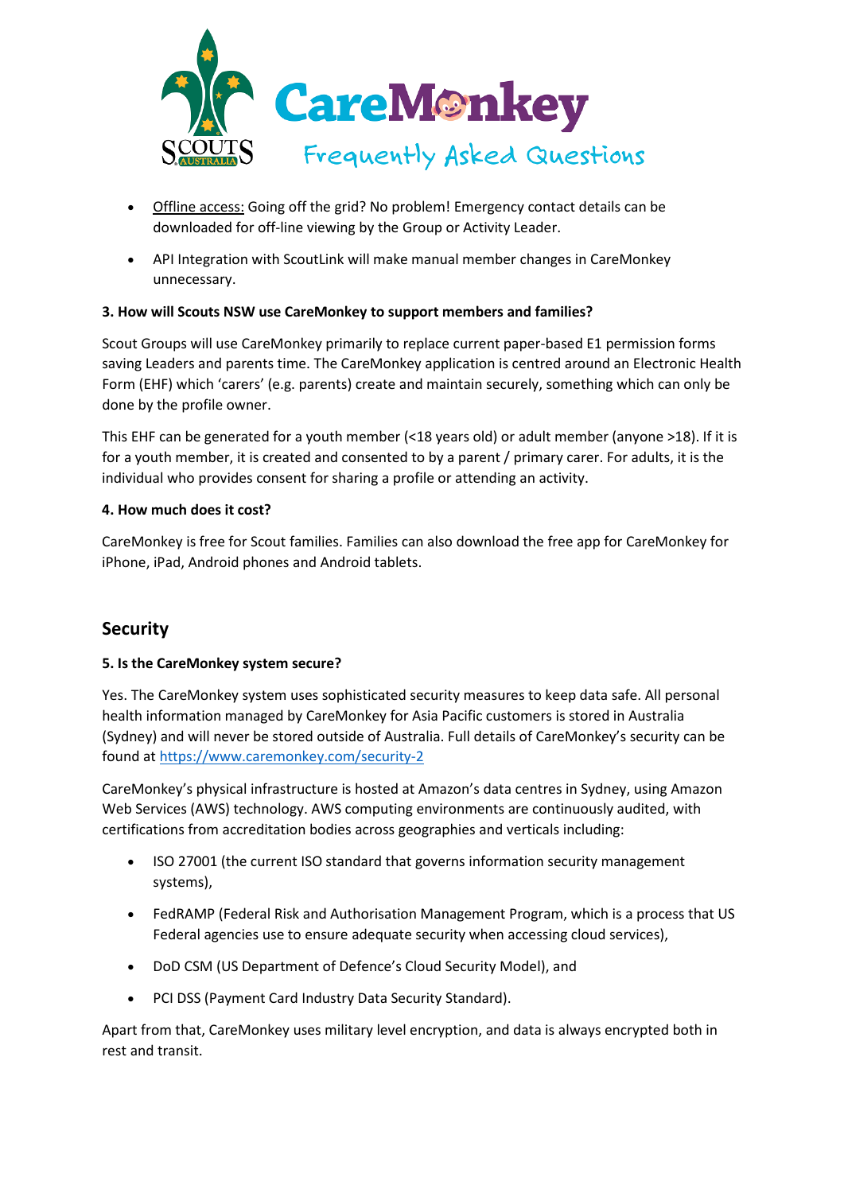- Offline access: Going off the grid? No problem! Emergency contact details can be downloaded for off-line viewing by the Group or Activity Leader.
- API Integration with ScoutLink will make manual member changes in CareMonkey unnecessary.

**3. How will Scouts NSW use CareMonkey to support members and families?**

Scout Groups will use CareMonkey primarily to replace current paper-based E1 permission forms saving Leaders and parents time. The CareMonkey application is centred around an Electronic Health Form (EHF) which 'carers' (e.g. parents) create and maintain securely, something which can only be done by the profile owner.

This EHF can be generated for a youth member (<18 years old) or adult member (anyone >18). If it is for a youth member, it is created and consented to by a parent / primary carer. For adults, it is the individual who provides consent for sharing a profile or attending an activity.

**4. How much does it cost?**

CareMonkey is free for Scout families. Families can also download the free app for CareMonkey for iPhone, iPad, Android phones and Android tablets.

## Security

**5. Is the CareMonkey system secure?**

Yes. The CareMonkey system uses sophisticated security measures to keep data safe. All personal health information managed by CareMonkey for Asia Pacific customers is stored in Australia (Sydney) and will never be stored outside of Australia. Full details of CareMonkey's security can be found at https://www.caremonkey.com/security-2

CareMonkey's physical infrastructure is hosted at Amazon's data centres in Sydney, using Amazon Web Services (AWS) technology. AWS computing environments are continuously audited, with certifications from accreditation bodies across geographies and verticals including:

- ISO 27001 (the current ISO standard that governs information security management systems),
- FedRAMP (Federal Risk and Authorisation Management Program, which is a process that US Federal agencies use to ensure adequate security when accessing cloud services),
- DoD CSM (US Department of Defence's Cloud Security Model), and
- PCI DSS (Payment Card Industry Data Security Standard).

Apart from that, CareMonkey uses military level encryption, and data is always encrypted both in rest and transit.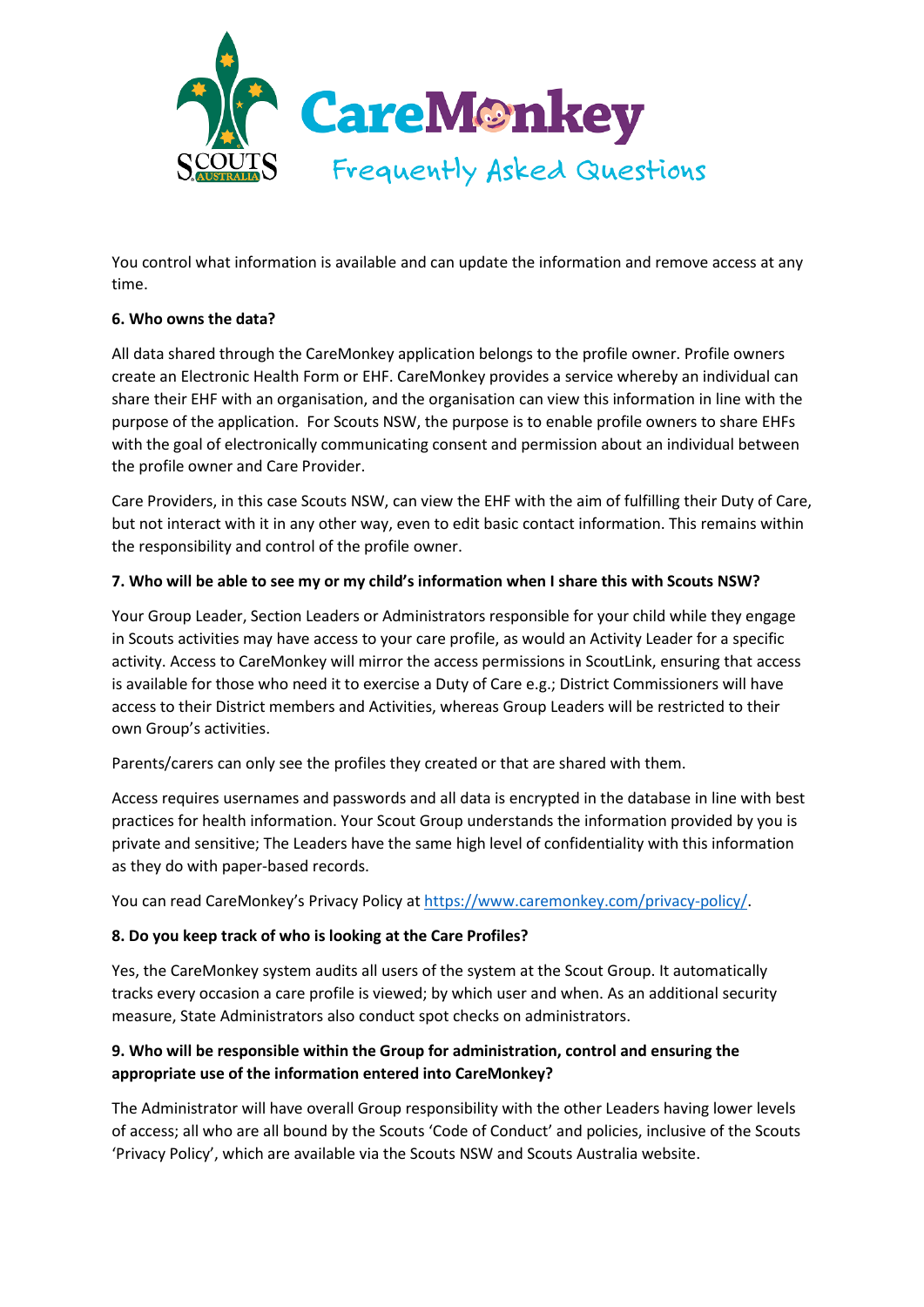You control what information is available and can update the information and remove access at any time.

**6. Who owns the data?**

All data shared through the CareMonkey application belongs to the profile owner. Profile owners create an Electronic Health Form or EHF. CareMonkey provides a service whereby an individual can share their EHF with an organisation, and the organisation can view this information in line with the purpose of the application. For Scouts NSW, the purpose is to enable profile owners to share EHFs with the goal of electronically communicating consent and permission about an individual between the profile owner and Care Provider.

Care Providers, in this case Scouts NSW, can view the EHF with the aim of fulfilling their Duty of Care, but not interact with it in any other way, even to edit basic contact information. This remains within the responsibility and control of the profile owner.

**7. Who will be able to see my or my child's information when I share this with Scouts NSW?**

Your Group Leader, Section Leaders or Administrators responsible for your child while they engage in Scouts activities may have access to your care profile, as would an Activity Leader for a specific activity. Access to CareMonkey will mirror the access permissions in ScoutLink, ensuring that access is available for those who need it to exercise a Duty of Care e.g.; District Commissioners will have access to their District members and Activities, whereas Group Leaders will be restricted to their own Group's activities.

Parents/carers can only see the profiles they created or that are shared with them.

Access requires usernames and passwords and all data is encrypted in the database in line with best practices for health information. Your Scout Group understands the information provided by you is private and sensitive; The Leaders have the same high level of confidentiality with this information as they do with paper-based records.

You can read CareMonkey's Privacy Policy at https://www.caremonkey.com/privacy-policy/.

**8. Do you keep track of who is looking at the Care Profiles?**

Yes, the CareMonkey system audits all users of the system at the Scout Group. It automatically tracks every occasion a care profile is viewed; by which user and when. As an additional security measure, State Administrators also conduct spot checks on administrators.

**9. Who will be responsible within the Group for administration, control and ensuring the appropriate use of the information entered into CareMonkey?**

The Administrator will have overall Group responsibility with the other Leaders having lower levels of access; all who are all bound by the Scouts 'Code of Conduct' and policies, inclusive of the Scouts 'Privacy Policy', which are available via the Scouts NSW and Scouts Australia website.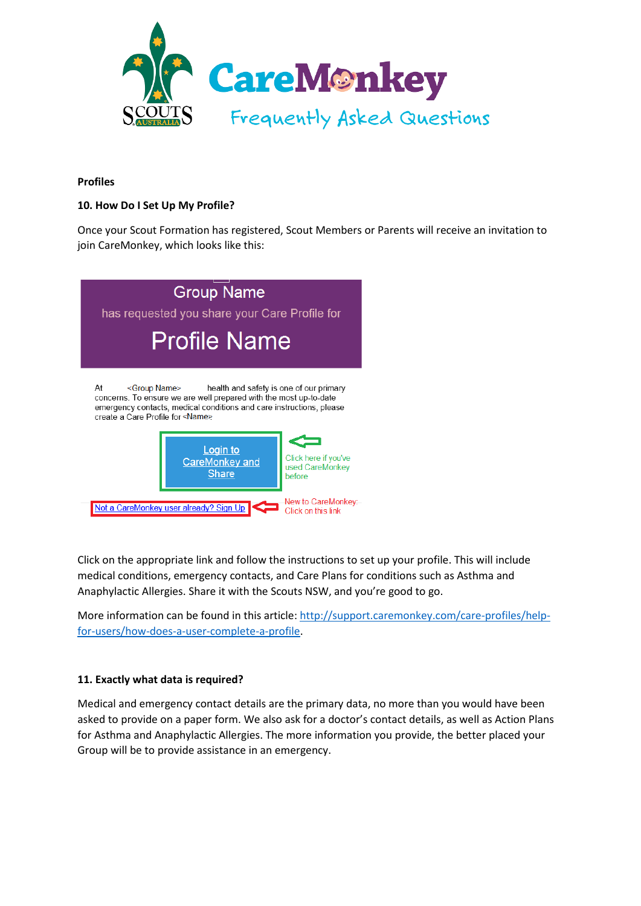**Profiles**

**10. How Do I Set Up My Profile?**

Once your Scout Formation has registered, Scout Members or Parents will receive an invitation to join CareMonkey, which looks like this:

Group Name

has requested you share your Care Profile for

Profile Name

At <Group Name> health and safety is one of our primary concerns. To ensure we are well prepared with the most up-to-date emergency contacts, medical conditions and care instructions, please create a Care Profile for <Name>

Login to CareMonkey and Share

Click here if you've used CareMonkey before

Not a CareMonkey user already? Sign Up

New to CareMonkey: Click on this link

Click on the appropriate link and follow the instructions to set up your profile. This will include medical conditions, emergency contacts, and Care Plans for conditions such as Asthma and Anaphylactic Allergies. Share it with the Scouts NSW, and you're good to go.

More information can be found in this article: http://support.caremonkey.com/care-profiles/help-for-users/how-does-a-user-complete-a-profile.

**11. Exactly what data is required?**

Medical and emergency contact details are the primary data, no more than you would have been asked to provide on a paper form. We also ask for a doctor's contact details, as well as Action Plans for Asthma and Anaphylactic Allergies. The more information you provide, the better placed your Group will be to provide assistance in an emergency.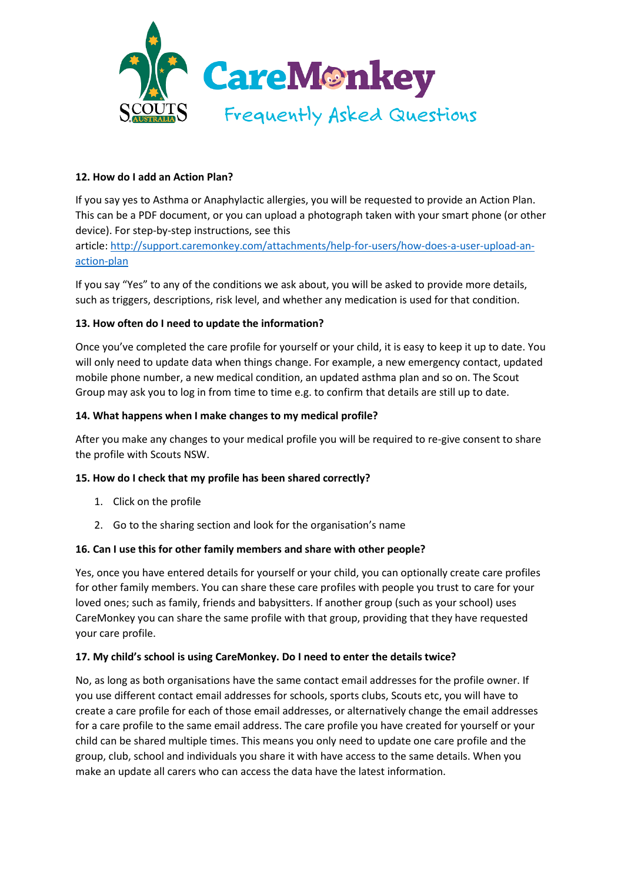**12. How do I add an Action Plan?**

If you say yes to Asthma or Anaphylactic allergies, you will be requested to provide an Action Plan. This can be a PDF document, or you can upload a photograph taken with your smart phone (or other device). For step-by-step instructions, see this article: [http://support.caremonkey.com/attachments/help-for-users/how-does-a-user-upload-an-action-plan](http://support.caremonkey.com/attachments/help-for-users/how-does-a-user-upload-an-action-plan)

If you say "Yes" to any of the conditions we ask about, you will be asked to provide more details, such as triggers, descriptions, risk level, and whether any medication is used for that condition.

**13. How often do I need to update the information?**

Once you've completed the care profile for yourself or your child, it is easy to keep it up to date. You will only need to update data when things change. For example, a new emergency contact, updated mobile phone number, a new medical condition, an updated asthma plan and so on. The Scout Group may ask you to log in from time to time e.g. to confirm that details are still up to date.

**14. What happens when I make changes to my medical profile?**

After you make any changes to your medical profile you will be required to re-give consent to share the profile with Scouts NSW.

**15. How do I check that my profile has been shared correctly?**

1. Click on the profile
2. Go to the sharing section and look for the organisation's name

**16. Can I use this for other family members and share with other people?**

Yes, once you have entered details for yourself or your child, you can optionally create care profiles for other family members. You can share these care profiles with people you trust to care for your loved ones; such as family, friends and babysitters. If another group (such as your school) uses CareMonkey you can share the same profile with that group, providing that they have requested your care profile.

**17. My child's school is using CareMonkey. Do I need to enter the details twice?**

No, as long as both organisations have the same contact email addresses for the profile owner. If you use different contact email addresses for schools, sports clubs, Scouts etc, you will have to create a care profile for each of those email addresses, or alternatively change the email addresses for a care profile to the same email address. The care profile you have created for yourself or your child can be shared multiple times. This means you only need to update one care profile and the group, club, school and individuals you share it with have access to the same details. When you make an update all carers who can access the data have the latest information.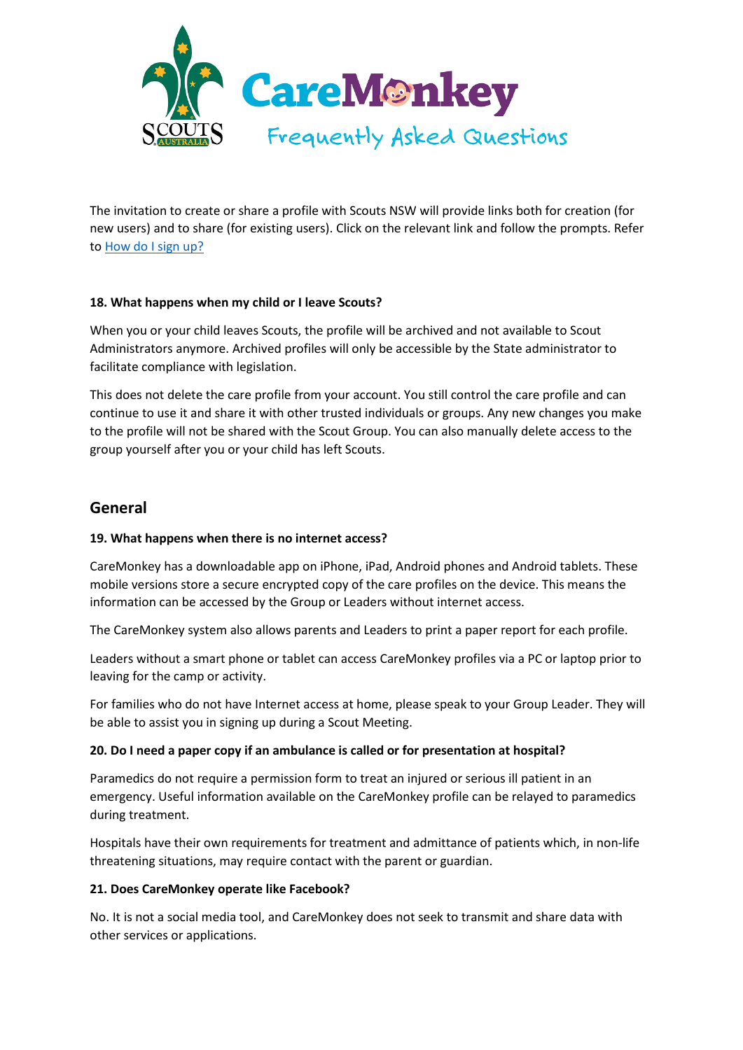The invitation to create or share a profile with Scouts NSW will provide links both for creation (for new users) and to share (for existing users). Click on the relevant link and follow the prompts. Refer to [How do I sign up?]

**18. What happens when my child or I leave Scouts?**

When you or your child leaves Scouts, the profile will be archived and not available to Scout Administrators anymore. Archived profiles will only be accessible by the State administrator to facilitate compliance with legislation.

This does not delete the care profile from your account. You still control the care profile and can continue to use it and share it with other trusted individuals or groups. Any new changes you make to the profile will not be shared with the Scout Group. You can also manually delete access to the group yourself after you or your child has left Scouts.

## General

**19. What happens when there is no internet access?**

CareMonkey has a downloadable app on iPhone, iPad, Android phones and Android tablets. These mobile versions store a secure encrypted copy of the care profiles on the device. This means the information can be accessed by the Group or Leaders without internet access.

The CareMonkey system also allows parents and Leaders to print a paper report for each profile.

Leaders without a smart phone or tablet can access CareMonkey profiles via a PC or laptop prior to leaving for the camp or activity.

For families who do not have Internet access at home, please speak to your Group Leader. They will be able to assist you in signing up during a Scout Meeting.

**20. Do I need a paper copy if an ambulance is called or for presentation at hospital?**

Paramedics do not require a permission form to treat an injured or serious ill patient in an emergency. Useful information available on the CareMonkey profile can be relayed to paramedics during treatment.

Hospitals have their own requirements for treatment and admittance of patients which, in non-life threatening situations, may require contact with the parent or guardian.

**21. Does CareMonkey operate like Facebook?**

No. It is not a social media tool, and CareMonkey does not seek to transmit and share data with other services or applications.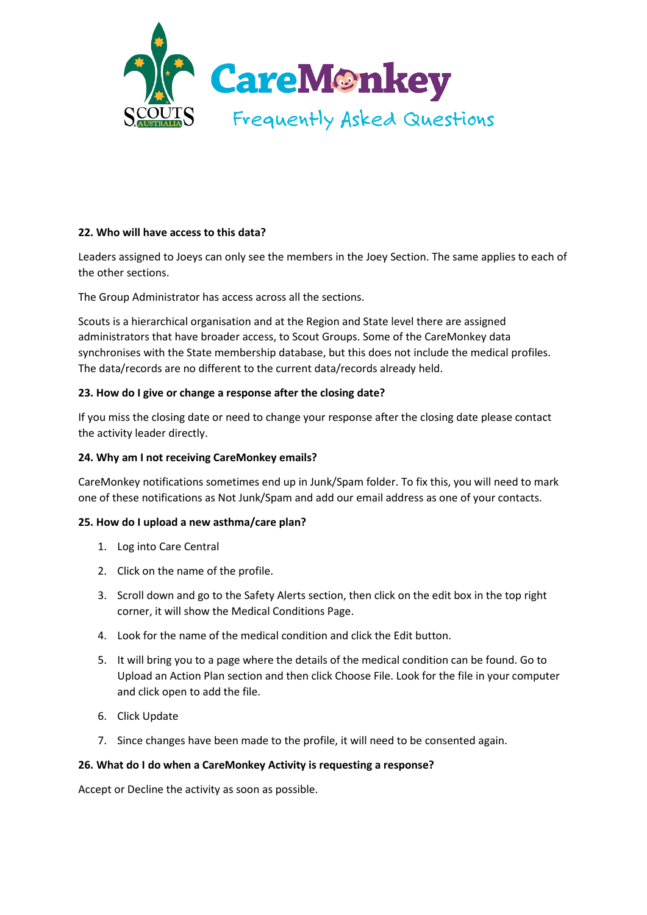**22. Who will have access to this data?**

Leaders assigned to Joeys can only see the members in the Joey Section. The same applies to each of the other sections.

The Group Administrator has access across all the sections.

Scouts is a hierarchical organisation and at the Region and State level there are assigned administrators that have broader access, to Scout Groups. Some of the CareMonkey data synchronises with the State membership database, but this does not include the medical profiles. The data/records are no different to the current data/records already held.

**23. How do I give or change a response after the closing date?**

If you miss the closing date or need to change your response after the closing date please contact the activity leader directly.

**24. Why am I not receiving CareMonkey emails?**

CareMonkey notifications sometimes end up in Junk/Spam folder. To fix this, you will need to mark one of these notifications as Not Junk/Spam and add our email address as one of your contacts.

**25. How do I upload a new asthma/care plan?**

1. Log into Care Central
2. Click on the name of the profile.
3. Scroll down and go to the Safety Alerts section, then click on the edit box in the top right corner, it will show the Medical Conditions Page.
4. Look for the name of the medical condition and click the Edit button.
5. It will bring you to a page where the details of the medical condition can be found. Go to Upload an Action Plan section and then click Choose File. Look for the file in your computer and click open to add the file.
6. Click Update
7. Since changes have been made to the profile, it will need to be consented again.

**26. What do I do when a CareMonkey Activity is requesting a response?**

Accept or Decline the activity as soon as possible.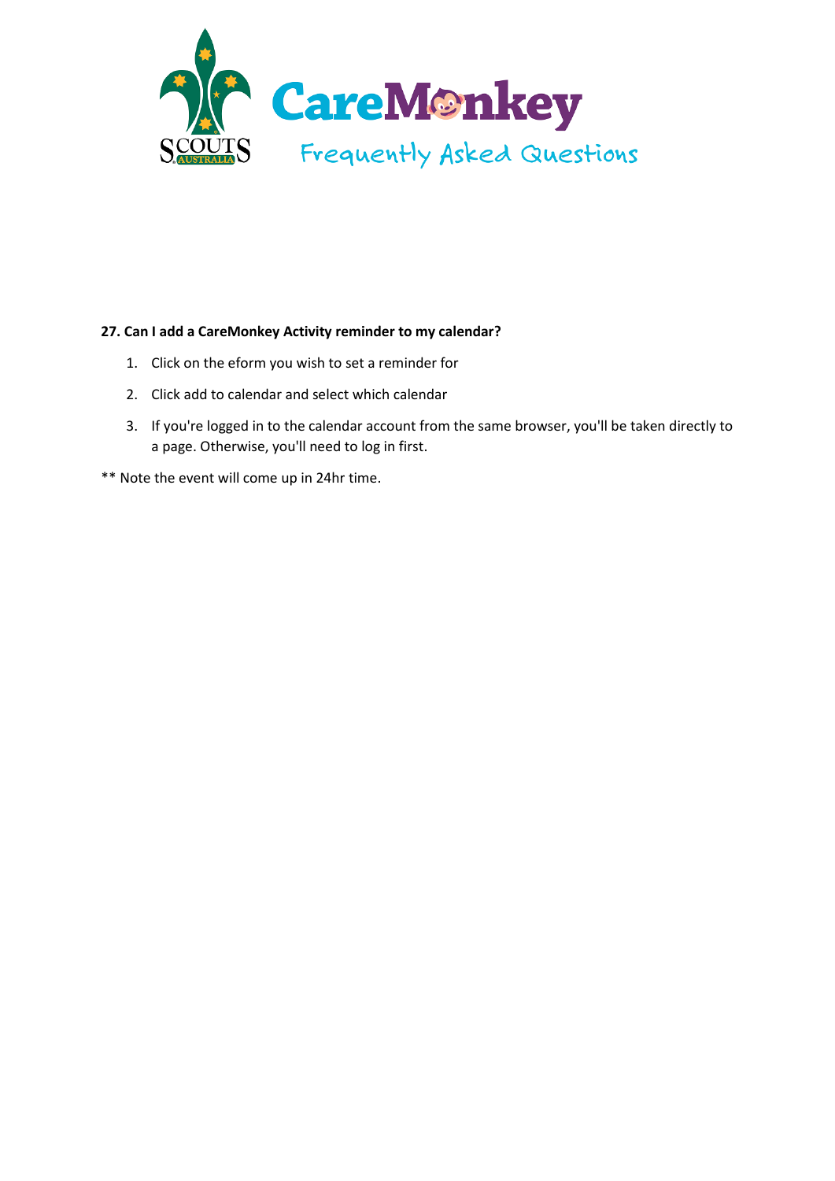**27. Can I add a CareMonkey Activity reminder to my calendar?**

1. Click on the eform you wish to set a reminder for
2. Click add to calendar and select which calendar
3. If you're logged in to the calendar account from the same browser, you'll be taken directly to a page. Otherwise, you'll need to log in first.

** Note the event will come up in 24hr time.